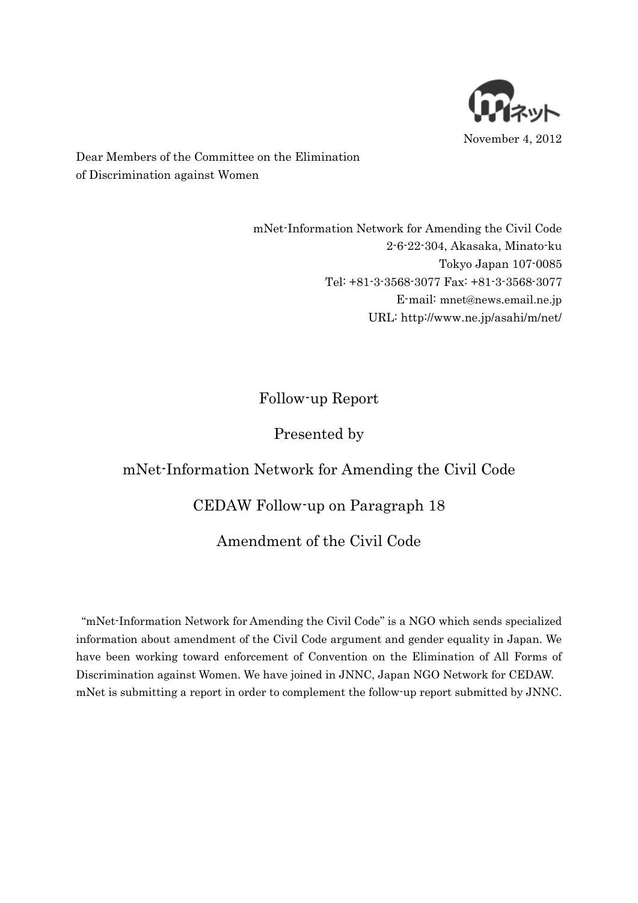mネット

November 4, 2012

Dear Members of the Committee on the Elimination of Discrimination against Women

mNet-Information Network for Amending the Civil Code
2-6-22-304, Akasaka, Minato-ku
Tokyo Japan 107-0085
Tel: +81-3-3568-3077 Fax: +81-3-3568-3077
E-mail: mnet@news.email.ne.jp
URL: http://www.ne.jp/asahi/m/net/

# Follow-up Report

# Presented by

# mNet-Information Network for Amending the Civil Code

# CEDAW Follow-up on Paragraph 18

# Amendment of the Civil Code

"mNet-Information Network for Amending the Civil Code" is a NGO which sends specialized information about amendment of the Civil Code argument and gender equality in Japan. We have been working toward enforcement of Convention on the Elimination of All Forms of Discrimination against Women. We have joined in JNNC, Japan NGO Network for CEDAW. mNet is submitting a report in order to complement the follow-up report submitted by JNNC.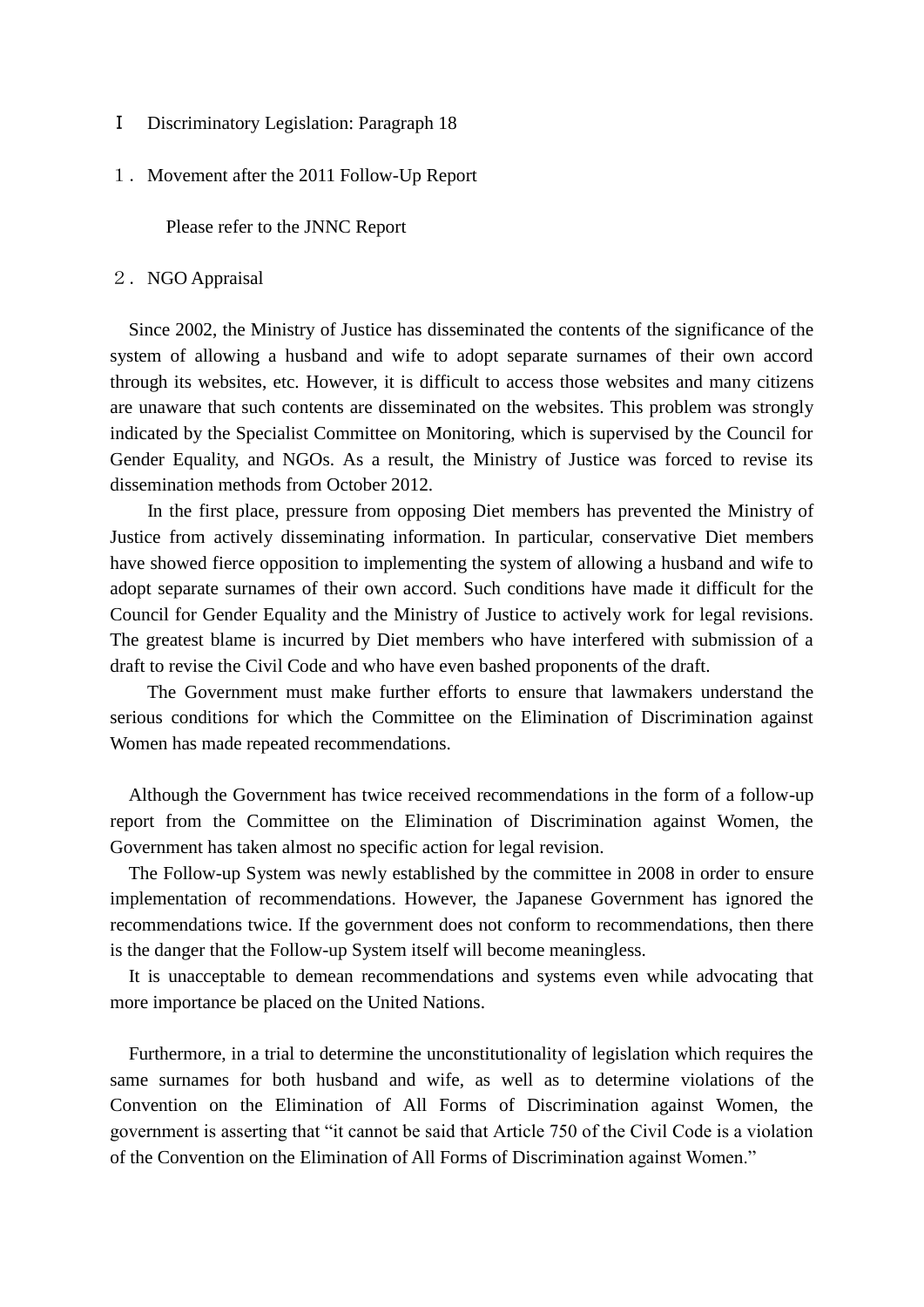## Ⅰ　Discriminatory Legislation: Paragraph 18

### １．Movement after the 2011 Follow-Up Report

Please refer to the JNNC Report

### ２．NGO Appraisal

Since 2002, the Ministry of Justice has disseminated the contents of the significance of the system of allowing a husband and wife to adopt separate surnames of their own accord through its websites, etc. However, it is difficult to access those websites and many citizens are unaware that such contents are disseminated on the websites. This problem was strongly indicated by the Specialist Committee on Monitoring, which is supervised by the Council for Gender Equality, and NGOs. As a result, the Ministry of Justice was forced to revise its dissemination methods from October 2012.

In the first place, pressure from opposing Diet members has prevented the Ministry of Justice from actively disseminating information. In particular, conservative Diet members have showed fierce opposition to implementing the system of allowing a husband and wife to adopt separate surnames of their own accord. Such conditions have made it difficult for the Council for Gender Equality and the Ministry of Justice to actively work for legal revisions. The greatest blame is incurred by Diet members who have interfered with submission of a draft to revise the Civil Code and who have even bashed proponents of the draft.

The Government must make further efforts to ensure that lawmakers understand the serious conditions for which the Committee on the Elimination of Discrimination against Women has made repeated recommendations.

Although the Government has twice received recommendations in the form of a follow-up report from the Committee on the Elimination of Discrimination against Women, the Government has taken almost no specific action for legal revision.

The Follow-up System was newly established by the committee in 2008 in order to ensure implementation of recommendations. However, the Japanese Government has ignored the recommendations twice. If the government does not conform to recommendations, then there is the danger that the Follow-up System itself will become meaningless.

It is unacceptable to demean recommendations and systems even while advocating that more importance be placed on the United Nations.

Furthermore, in a trial to determine the unconstitutionality of legislation which requires the same surnames for both husband and wife, as well as to determine violations of the Convention on the Elimination of All Forms of Discrimination against Women, the government is asserting that "it cannot be said that Article 750 of the Civil Code is a violation of the Convention on the Elimination of All Forms of Discrimination against Women."